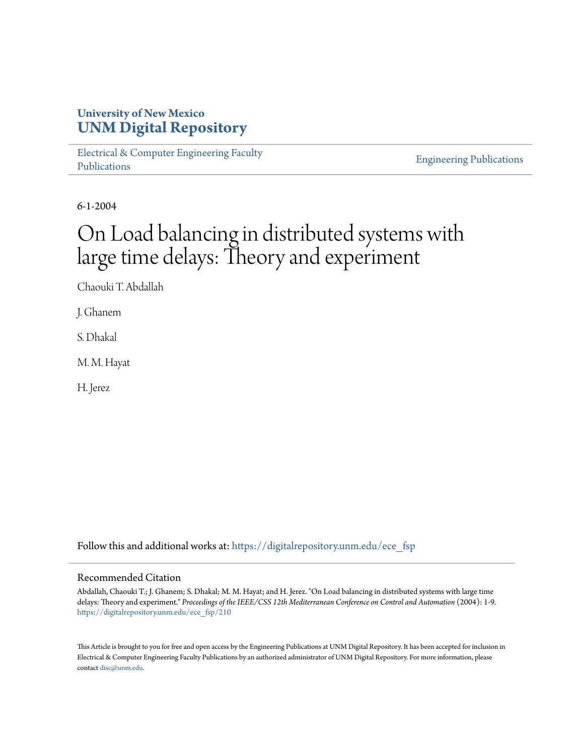University of New Mexico
**UNM Digital Repository**

Electrical & Computer Engineering Faculty Publications

Engineering Publications

6-1-2004

# On Load balancing in distributed systems with large time delays: Theory and experiment

Chaouki T. Abdallah

J. Ghanem

S. Dhakal

M. M. Hayat

H. Jerez

Follow this and additional works at: https://digitalrepository.unm.edu/ece_fsp

## Recommended Citation

Abdallah, Chaouki T.; J. Ghanem; S. Dhakal; M. M. Hayat; and H. Jerez. "On Load balancing in distributed systems with large time delays: Theory and experiment." *Proceedings of the IEEE/CSS 12th Mediterranean Conference on Control and Automation* (2004): 1-9. https://digitalrepository.unm.edu/ece_fsp/210

This Article is brought to you for free and open access by the Engineering Publications at UNM Digital Repository. It has been accepted for inclusion in Electrical & Computer Engineering Faculty Publications by an authorized administrator of UNM Digital Repository. For more information, please contact disc@unm.edu.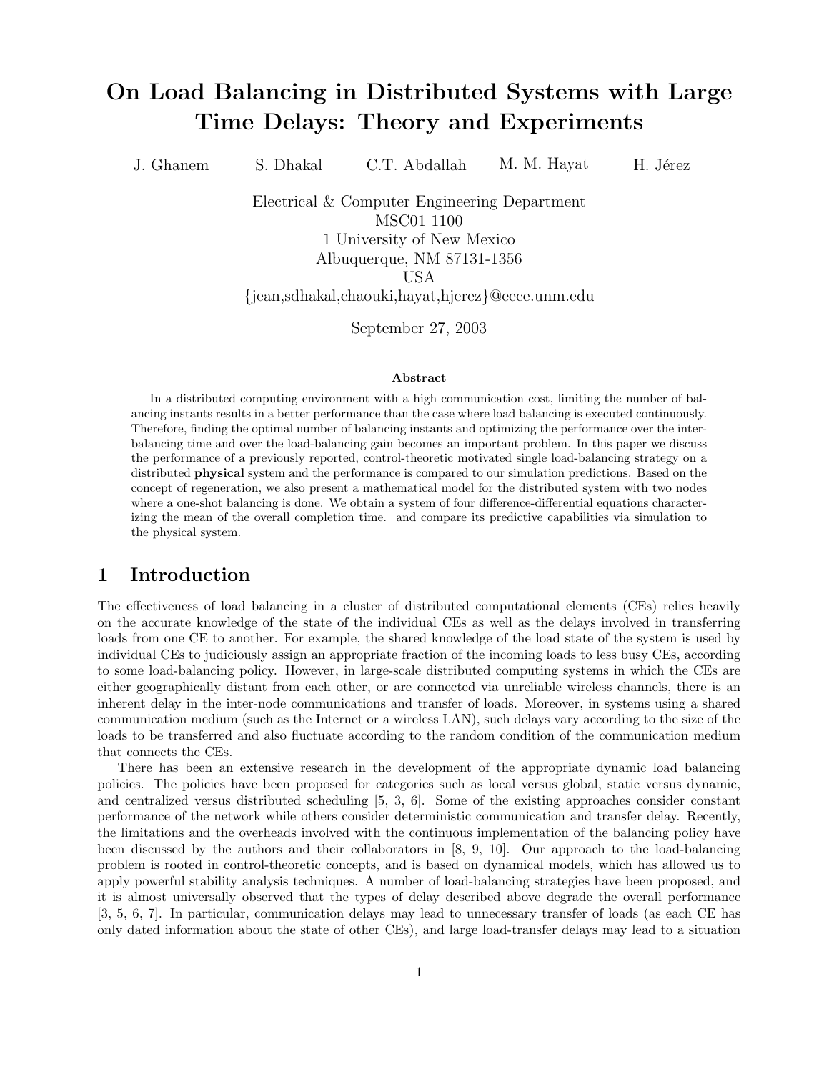# On Load Balancing in Distributed Systems with Large Time Delays: Theory and Experiments

J. Ghanem S. Dhakal C.T. Abdallah M. M. Hayat H. Jérez

Electrical & Computer Engineering Department
MSC01 1100
1 University of New Mexico
Albuquerque, NM 87131-1356
USA
{jean,sdhakal,chaouki,hayat,hjerez}@eece.unm.edu

September 27, 2003

### Abstract

In a distributed computing environment with a high communication cost, limiting the number of balancing instants results in a better performance than the case where load balancing is executed continuously. Therefore, finding the optimal number of balancing instants and optimizing the performance over the inter-balancing time and over the load-balancing gain becomes an important problem. In this paper we discuss the performance of a previously reported, control-theoretic motivated single load-balancing strategy on a distributed **physical** system and the performance is compared to our simulation predictions. Based on the concept of regeneration, we also present a mathematical model for the distributed system with two nodes where a one-shot balancing is done. We obtain a system of four difference-differential equations characterizing the mean of the overall completion time. and compare its predictive capabilities via simulation to the physical system.

## 1 Introduction

The effectiveness of load balancing in a cluster of distributed computational elements (CEs) relies heavily on the accurate knowledge of the state of the individual CEs as well as the delays involved in transferring loads from one CE to another. For example, the shared knowledge of the load state of the system is used by individual CEs to judiciously assign an appropriate fraction of the incoming loads to less busy CEs, according to some load-balancing policy. However, in large-scale distributed computing systems in which the CEs are either geographically distant from each other, or are connected via unreliable wireless channels, there is an inherent delay in the inter-node communications and transfer of loads. Moreover, in systems using a shared communication medium (such as the Internet or a wireless LAN), such delays vary according to the size of the loads to be transferred and also fluctuate according to the random condition of the communication medium that connects the CEs.

There has been an extensive research in the development of the appropriate dynamic load balancing policies. The policies have been proposed for categories such as local versus global, static versus dynamic, and centralized versus distributed scheduling [5, 3, 6]. Some of the existing approaches consider constant performance of the network while others consider deterministic communication and transfer delay. Recently, the limitations and the overheads involved with the continuous implementation of the balancing policy have been discussed by the authors and their collaborators in [8, 9, 10]. Our approach to the load-balancing problem is rooted in control-theoretic concepts, and is based on dynamical models, which has allowed us to apply powerful stability analysis techniques. A number of load-balancing strategies have been proposed, and it is almost universally observed that the types of delay described above degrade the overall performance [3, 5, 6, 7]. In particular, communication delays may lead to unnecessary transfer of loads (as each CE has only dated information about the state of other CEs), and large load-transfer delays may lead to a situation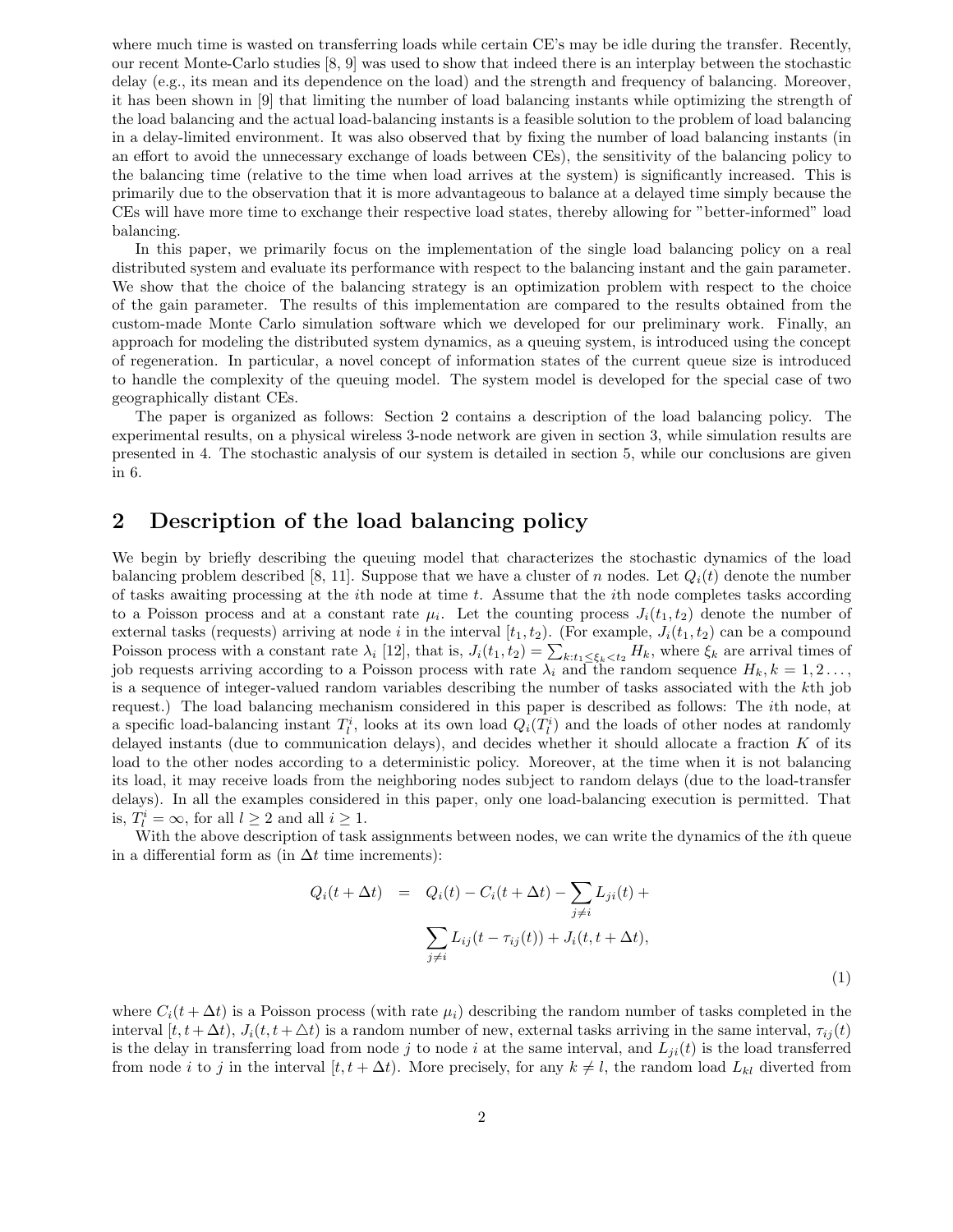where much time is wasted on transferring loads while certain CE's may be idle during the transfer. Recently, our recent Monte-Carlo studies [8, 9] was used to show that indeed there is an interplay between the stochastic delay (e.g., its mean and its dependence on the load) and the strength and frequency of balancing. Moreover, it has been shown in [9] that limiting the number of load balancing instants while optimizing the strength of the load balancing and the actual load-balancing instants is a feasible solution to the problem of load balancing in a delay-limited environment. It was also observed that by fixing the number of load balancing instants (in an effort to avoid the unnecessary exchange of loads between CEs), the sensitivity of the balancing policy to the balancing time (relative to the time when load arrives at the system) is significantly increased. This is primarily due to the observation that it is more advantageous to balance at a delayed time simply because the CEs will have more time to exchange their respective load states, thereby allowing for "better-informed" load balancing.

In this paper, we primarily focus on the implementation of the single load balancing policy on a real distributed system and evaluate its performance with respect to the balancing instant and the gain parameter. We show that the choice of the balancing strategy is an optimization problem with respect to the choice of the gain parameter. The results of this implementation are compared to the results obtained from the custom-made Monte Carlo simulation software which we developed for our preliminary work. Finally, an approach for modeling the distributed system dynamics, as a queuing system, is introduced using the concept of regeneration. In particular, a novel concept of information states of the current queue size is introduced to handle the complexity of the queuing model. The system model is developed for the special case of two geographically distant CEs.

The paper is organized as follows: Section 2 contains a description of the load balancing policy. The experimental results, on a physical wireless 3-node network are given in section 3, while simulation results are presented in 4. The stochastic analysis of our system is detailed in section 5, while our conclusions are given in 6.

## 2 Description of the load balancing policy

We begin by briefly describing the queuing model that characterizes the stochastic dynamics of the load balancing problem described [8, 11]. Suppose that we have a cluster of $n$ nodes. Let $Q_i(t)$ denote the number of tasks awaiting processing at the $i$th node at time $t$. Assume that the $i$th node completes tasks according to a Poisson process and at a constant rate $\mu_i$. Let the counting process $J_i(t_1, t_2)$ denote the number of external tasks (requests) arriving at node $i$ in the interval $[t_1, t_2)$. (For example, $J_i(t_1, t_2)$ can be a compound Poisson process with a constant rate $\lambda_i$ [12], that is, $J_i(t_1, t_2) = \sum_{k:t_1 \leq \xi_k < t_2} H_k$, where $\xi_k$ are arrival times of job requests arriving according to a Poisson process with rate $\lambda_i$ and the random sequence $H_k, k = 1, 2 \ldots$, is a sequence of integer-valued random variables describing the number of tasks associated with the $k$th job request.) The load balancing mechanism considered in this paper is described as follows: The $i$th node, at a specific load-balancing instant $T_l^i$, looks at its own load $Q_i(T_l^i)$ and the loads of other nodes at randomly delayed instants (due to communication delays), and decides whether it should allocate a fraction $K$ of its load to the other nodes according to a deterministic policy. Moreover, at the time when it is not balancing its load, it may receive loads from the neighboring nodes subject to random delays (due to the load-transfer delays). In all the examples considered in this paper, only one load-balancing execution is permitted. That is, $T_l^i = \infty$, for all $l \geq 2$ and all $i \geq 1$.

With the above description of task assignments between nodes, we can write the dynamics of the $i$th queue in a differential form as (in $\Delta t$ time increments):

$$
\begin{aligned}
Q_i(t + \Delta t) \quad = \quad & Q_i(t) - C_i(t + \Delta t) - \sum_{j \neq i} L_{ji}(t) + \\
& \sum_{j \neq i} L_{ij}(t - \tau_{ij}(t)) + J_i(t, t + \Delta t),
\end{aligned}
\tag{1}
$$

where $C_i(t + \Delta t)$ is a Poisson process (with rate $\mu_i$) describing the random number of tasks completed in the interval $[t, t + \Delta t)$, $J_i(t, t + \triangle t)$ is a random number of new, external tasks arriving in the same interval, $\tau_{ij}(t)$ is the delay in transferring load from node $j$ to node $i$ at the same interval, and $L_{ji}(t)$ is the load transferred from node $i$ to $j$ in the interval $[t, t + \Delta t)$. More precisely, for any $k \neq l$, the random load $L_{kl}$ diverted from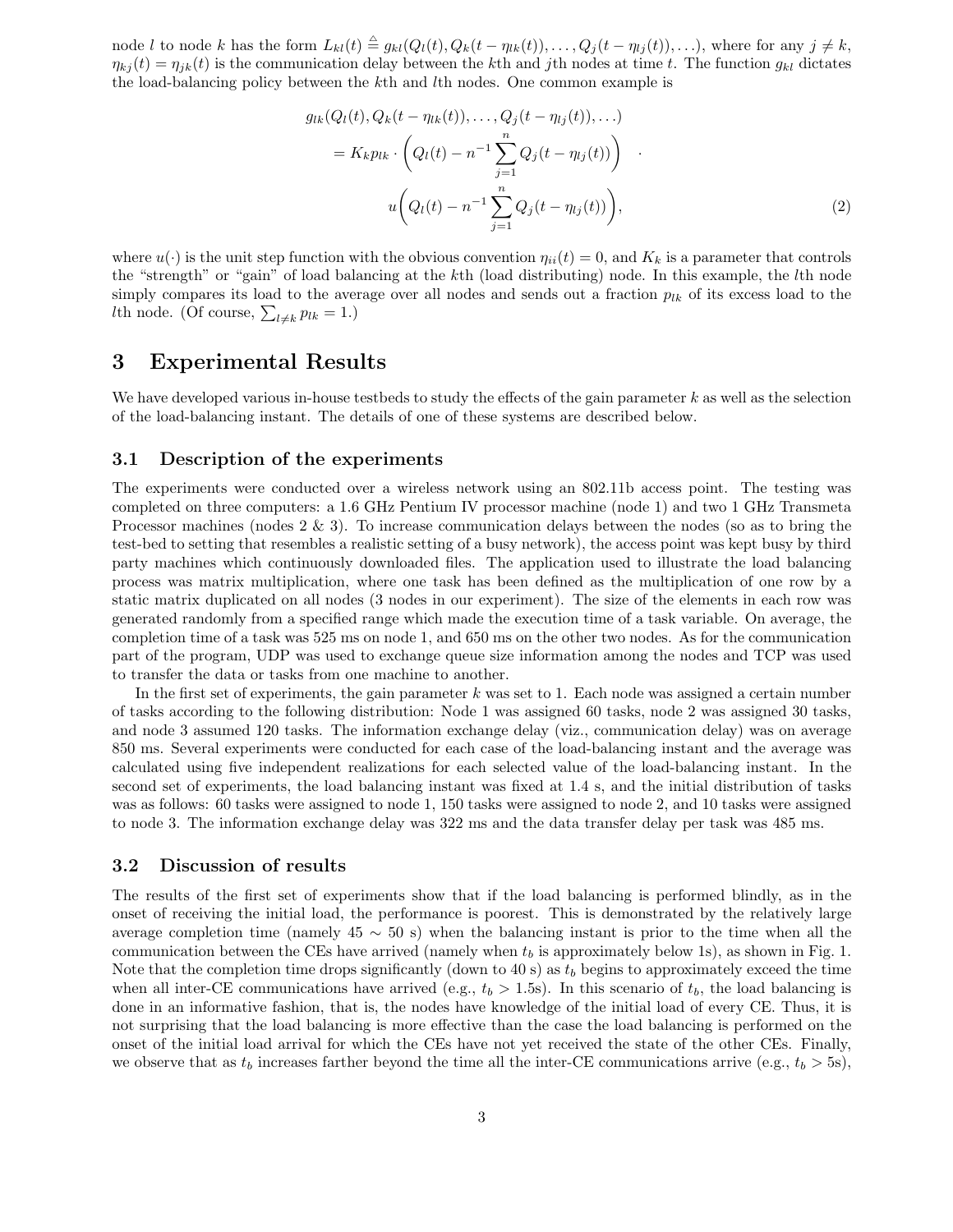node $l$ to node $k$ has the form $L_{kl}(t) \triangleq g_{kl}(Q_l(t), Q_k(t-\eta_{lk}(t)), \ldots, Q_j(t-\eta_{lj}(t)), \ldots)$, where for any $j \neq k$, $\eta_{kj}(t) = \eta_{jk}(t)$ is the communication delay between the $k$th and $j$th nodes at time $t$. The function $g_{kl}$ dictates the load-balancing policy between the $k$th and $l$th nodes. One common example is

$$
\begin{aligned}
g_{lk}(Q_l(t), Q_k(t-\eta_{lk}(t)), \ldots, Q_j(t-\eta_{lj}(t)), \ldots) \\
= K_k p_{lk} \cdot \left( Q_l(t) - n^{-1} \sum_{j=1}^{n} Q_j(t-\eta_{lj}(t)) \right) \cdot \\
u\left( Q_l(t) - n^{-1} \sum_{j=1}^{n} Q_j(t-\eta_{lj}(t)) \right),
\end{aligned}
\tag{2}
$$

where $u(\cdot)$ is the unit step function with the obvious convention $\eta_{ii}(t) = 0$, and $K_k$ is a parameter that controls the "strength" or "gain" of load balancing at the $k$th (load distributing) node. In this example, the $l$th node simply compares its load to the average over all nodes and sends out a fraction $p_{lk}$ of its excess load to the $l$th node. (Of course, $\sum_{l \neq k} p_{lk} = 1$.)

# 3 Experimental Results

We have developed various in-house testbeds to study the effects of the gain parameter $k$ as well as the selection of the load-balancing instant. The details of one of these systems are described below.

## 3.1 Description of the experiments

The experiments were conducted over a wireless network using an 802.11b access point. The testing was completed on three computers: a 1.6 GHz Pentium IV processor machine (node 1) and two 1 GHz Transmeta Processor machines (nodes 2 & 3). To increase communication delays between the nodes (so as to bring the test-bed to setting that resembles a realistic setting of a busy network), the access point was kept busy by third party machines which continuously downloaded files. The application used to illustrate the load balancing process was matrix multiplication, where one task has been defined as the multiplication of one row by a static matrix duplicated on all nodes (3 nodes in our experiment). The size of the elements in each row was generated randomly from a specified range which made the execution time of a task variable. On average, the completion time of a task was 525 ms on node 1, and 650 ms on the other two nodes. As for the communication part of the program, UDP was used to exchange queue size information among the nodes and TCP was used to transfer the data or tasks from one machine to another.

In the first set of experiments, the gain parameter $k$ was set to 1. Each node was assigned a certain number of tasks according to the following distribution: Node 1 was assigned 60 tasks, node 2 was assigned 30 tasks, and node 3 assumed 120 tasks. The information exchange delay (viz., communication delay) was on average 850 ms. Several experiments were conducted for each case of the load-balancing instant and the average was calculated using five independent realizations for each selected value of the load-balancing instant. In the second set of experiments, the load balancing instant was fixed at 1.4 s, and the initial distribution of tasks was as follows: 60 tasks were assigned to node 1, 150 tasks were assigned to node 2, and 10 tasks were assigned to node 3. The information exchange delay was 322 ms and the data transfer delay per task was 485 ms.

## 3.2 Discussion of results

The results of the first set of experiments show that if the load balancing is performed blindly, as in the onset of receiving the initial load, the performance is poorest. This is demonstrated by the relatively large average completion time (namely 45 $\sim$ 50 s) when the balancing instant is prior to the time when all the communication between the CEs have arrived (namely when $t_b$ is approximately below 1s), as shown in Fig. 1. Note that the completion time drops significantly (down to 40 s) as $t_b$ begins to approximately exceed the time when all inter-CE communications have arrived (e.g., $t_b > 1.5$s). In this scenario of $t_b$, the load balancing is done in an informative fashion, that is, the nodes have knowledge of the initial load of every CE. Thus, it is not surprising that the load balancing is more effective than the case the load balancing is performed on the onset of the initial load arrival for which the CEs have not yet received the state of the other CEs. Finally, we observe that as $t_b$ increases farther beyond the time all the inter-CE communications arrive (e.g., $t_b > 5$s),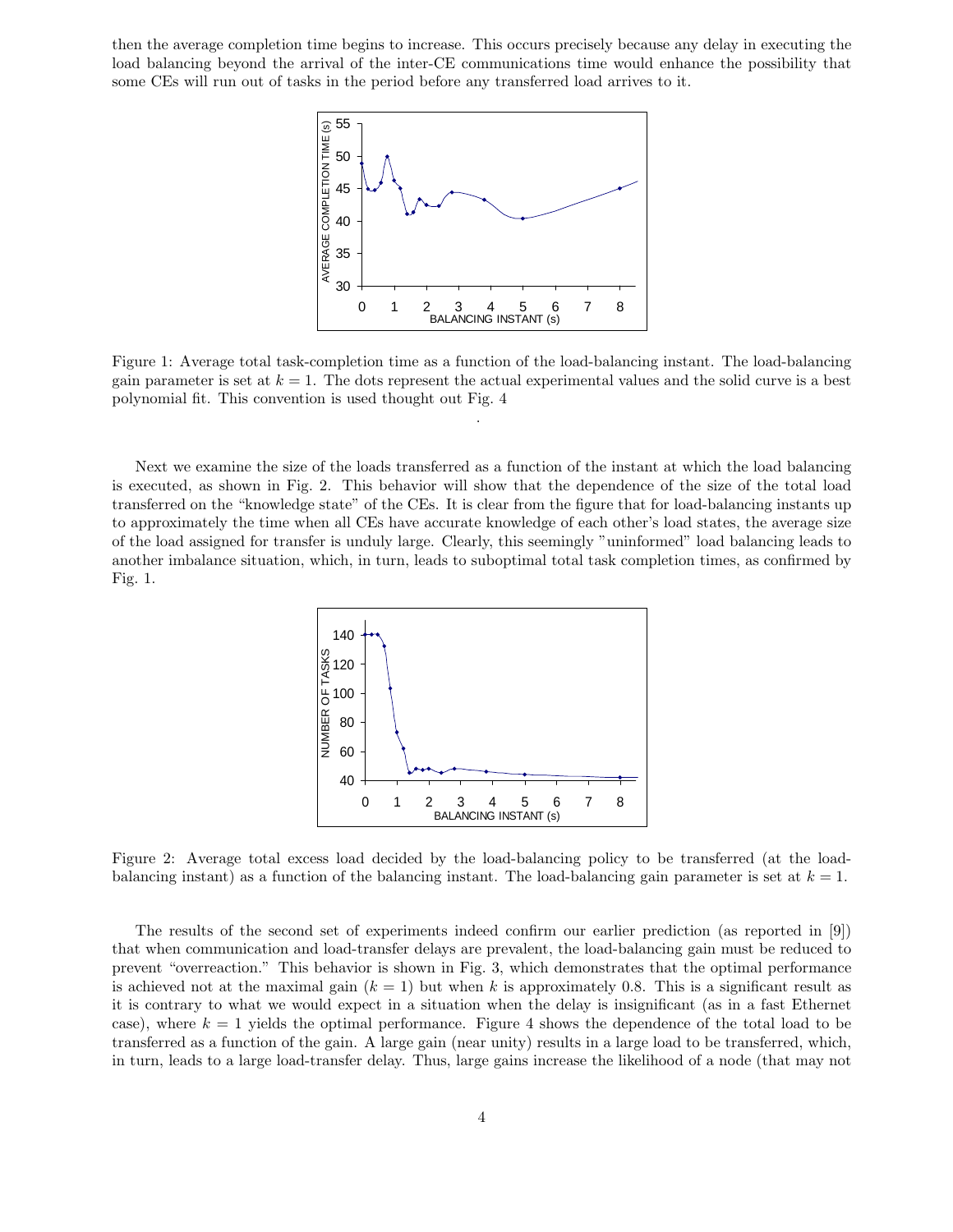then the average completion time begins to increase. This occurs precisely because any delay in executing the load balancing beyond the arrival of the inter-CE communications time would enhance the possibility that some CEs will run out of tasks in the period before any transferred load arrives to it.

Figure 1: Average total task-completion time as a function of the load-balancing instant. The load-balancing gain parameter is set at $k = 1$. The dots represent the actual experimental values and the solid curve is a best polynomial fit. This convention is used thought out Fig. 4

.

Next we examine the size of the loads transferred as a function of the instant at which the load balancing is executed, as shown in Fig. 2. This behavior will show that the dependence of the size of the total load transferred on the "knowledge state" of the CEs. It is clear from the figure that for load-balancing instants up to approximately the time when all CEs have accurate knowledge of each other's load states, the average size of the load assigned for transfer is unduly large. Clearly, this seemingly "uninformed" load balancing leads to another imbalance situation, which, in turn, leads to suboptimal total task completion times, as confirmed by Fig. 1.

Figure 2: Average total excess load decided by the load-balancing policy to be transferred (at the load-balancing instant) as a function of the balancing instant. The load-balancing gain parameter is set at $k = 1$.

The results of the second set of experiments indeed confirm our earlier prediction (as reported in [9]) that when communication and load-transfer delays are prevalent, the load-balancing gain must be reduced to prevent "overreaction." This behavior is shown in Fig. 3, which demonstrates that the optimal performance is achieved not at the maximal gain ($k = 1$) but when $k$ is approximately 0.8. This is a significant result as it is contrary to what we would expect in a situation when the delay is insignificant (as in a fast Ethernet case), where $k = 1$ yields the optimal performance. Figure 4 shows the dependence of the total load to be transferred as a function of the gain. A large gain (near unity) results in a large load to be transferred, which, in turn, leads to a large load-transfer delay. Thus, large gains increase the likelihood of a node (that may not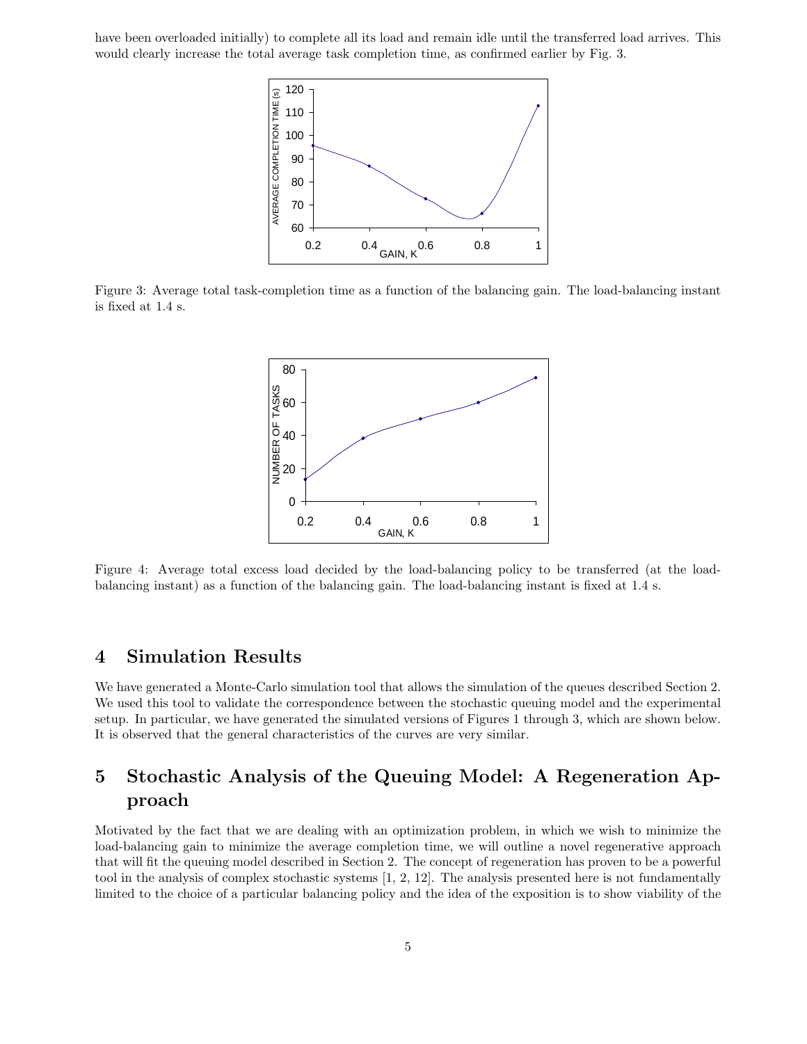have been overloaded initially) to complete all its load and remain idle until the transferred load arrives. This would clearly increase the total average task completion time, as confirmed earlier by Fig. 3.

Figure 3: Average total task-completion time as a function of the balancing gain. The load-balancing instant is fixed at 1.4 s.

Figure 4: Average total excess load decided by the load-balancing policy to be transferred (at the load-balancing instant) as a function of the balancing gain. The load-balancing instant is fixed at 1.4 s.

## 4 Simulation Results

We have generated a Monte-Carlo simulation tool that allows the simulation of the queues described Section 2. We used this tool to validate the correspondence between the stochastic queuing model and the experimental setup. In particular, we have generated the simulated versions of Figures 1 through 3, which are shown below. It is observed that the general characteristics of the curves are very similar.

## 5 Stochastic Analysis of the Queuing Model: A Regeneration Approach

Motivated by the fact that we are dealing with an optimization problem, in which we wish to minimize the load-balancing gain to minimize the average completion time, we will outline a novel regenerative approach that will fit the queuing model described in Section 2. The concept of regeneration has proven to be a powerful tool in the analysis of complex stochastic systems [1, 2, 12]. The analysis presented here is not fundamentally limited to the choice of a particular balancing policy and the idea of the exposition is to show viability of the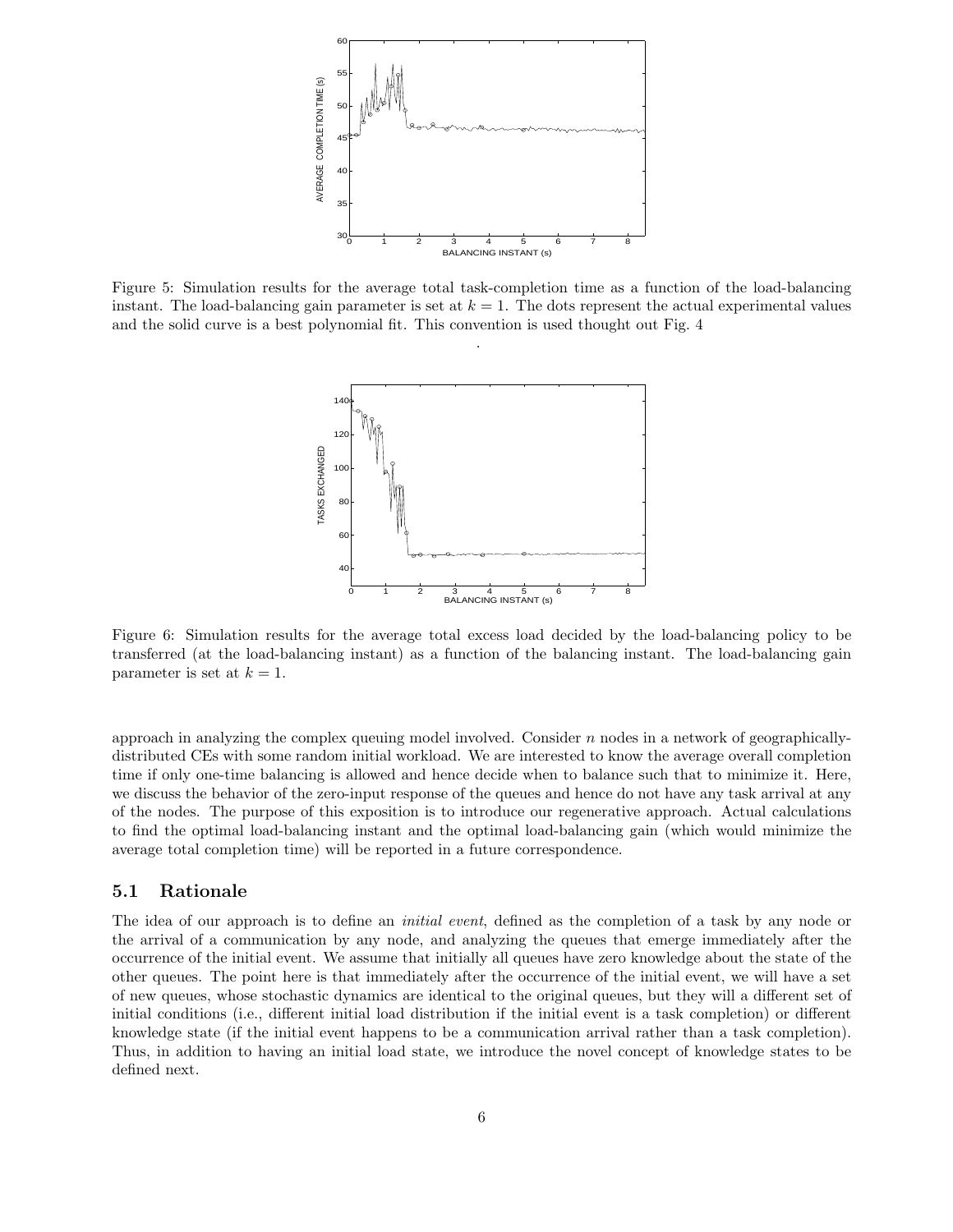Figure 5: Simulation results for the average total task-completion time as a function of the load-balancing instant. The load-balancing gain parameter is set at $k = 1$. The dots represent the actual experimental values and the solid curve is a best polynomial fit. This convention is used thought out Fig. 4

.

Figure 6: Simulation results for the average total excess load decided by the load-balancing policy to be transferred (at the load-balancing instant) as a function of the balancing instant. The load-balancing gain parameter is set at $k = 1$.

approach in analyzing the complex queuing model involved. Consider $n$ nodes in a network of geographically-distributed CEs with some random initial workload. We are interested to know the average overall completion time if only one-time balancing is allowed and hence decide when to balance such that to minimize it. Here, we discuss the behavior of the zero-input response of the queues and hence do not have any task arrival at any of the nodes. The purpose of this exposition is to introduce our regenerative approach. Actual calculations to find the optimal load-balancing instant and the optimal load-balancing gain (which would minimize the average total completion time) will be reported in a future correspondence.

### 5.1 Rationale

The idea of our approach is to define an *initial event*, defined as the completion of a task by any node or the arrival of a communication by any node, and analyzing the queues that emerge immediately after the occurrence of the initial event. We assume that initially all queues have zero knowledge about the state of the other queues. The point here is that immediately after the occurrence of the initial event, we will have a set of new queues, whose stochastic dynamics are identical to the original queues, but they will a different set of initial conditions (i.e., different initial load distribution if the initial event is a task completion) or different knowledge state (if the initial event happens to be a communication arrival rather than a task completion). Thus, in addition to having an initial load state, we introduce the novel concept of knowledge states to be defined next.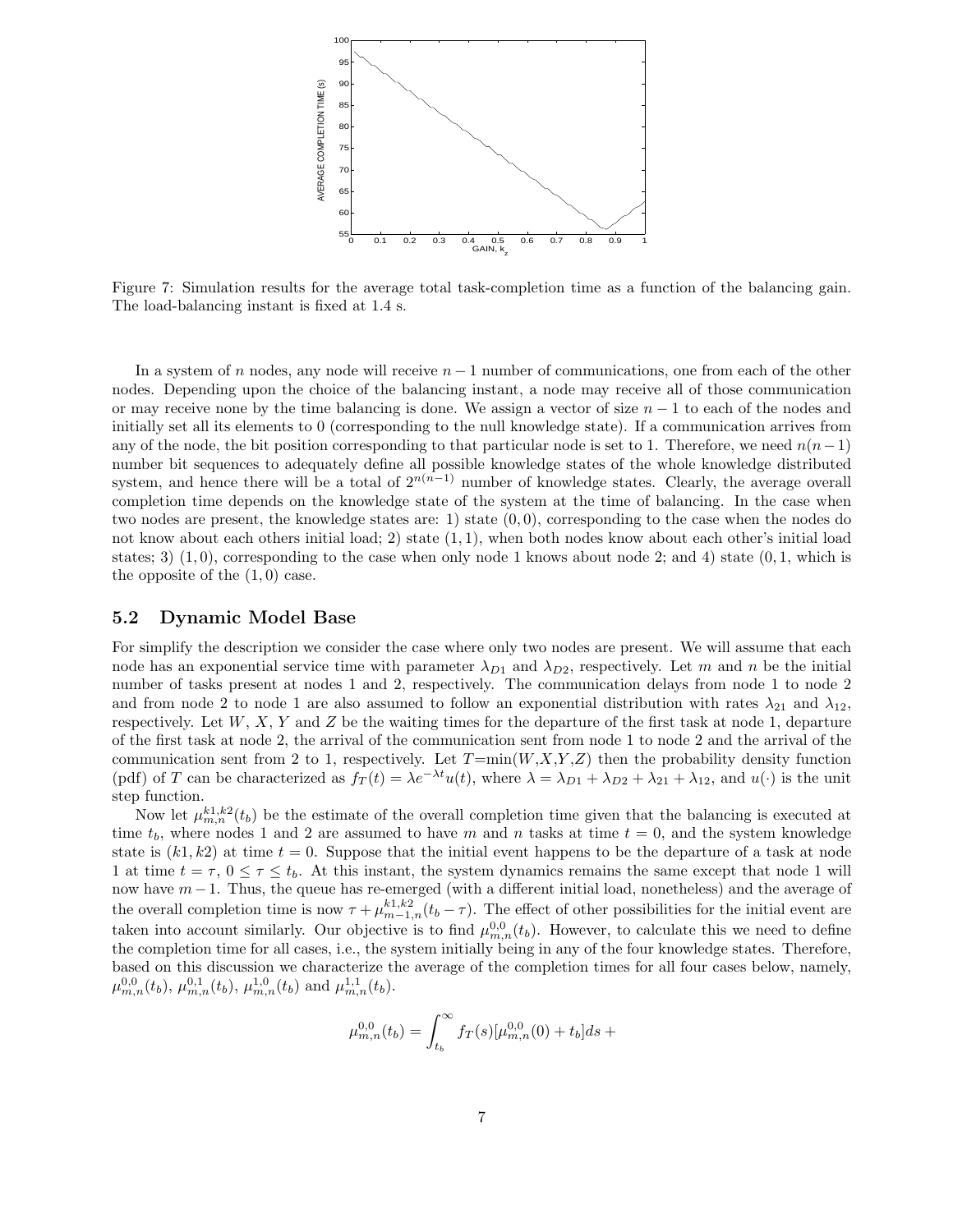Figure 7: Simulation results for the average total task-completion time as a function of the balancing gain. The load-balancing instant is fixed at 1.4 s.

In a system of $n$ nodes, any node will receive $n-1$ number of communications, one from each of the other nodes. Depending upon the choice of the balancing instant, a node may receive all of those communication or may receive none by the time balancing is done. We assign a vector of size $n-1$ to each of the nodes and initially set all its elements to 0 (corresponding to the null knowledge state). If a communication arrives from any of the node, the bit position corresponding to that particular node is set to 1. Therefore, we need $n(n-1)$ number bit sequences to adequately define all possible knowledge states of the whole knowledge distributed system, and hence there will be a total of $2^{n(n-1)}$ number of knowledge states. Clearly, the average overall completion time depends on the knowledge state of the system at the time of balancing. In the case when two nodes are present, the knowledge states are: 1) state $(0,0)$, corresponding to the case when the nodes do not know about each others initial load; 2) state $(1,1)$, when both nodes know about each other's initial load states; 3) $(1,0)$, corresponding to the case when only node 1 knows about node 2; and 4) state $(0,1$, which is the opposite of the $(1,0)$ case.

### 5.2 Dynamic Model Base

For simplify the description we consider the case where only two nodes are present. We will assume that each node has an exponential service time with parameter $\lambda_{D1}$ and $\lambda_{D2}$, respectively. Let $m$ and $n$ be the initial number of tasks present at nodes 1 and 2, respectively. The communication delays from node 1 to node 2 and from node 2 to node 1 are also assumed to follow an exponential distribution with rates $\lambda_{21}$ and $\lambda_{12}$, respectively. Let $W$, $X$, $Y$ and $Z$ be the waiting times for the departure of the first task at node 1, departure of the first task at node 2, the arrival of the communication sent from node 1 to node 2 and the arrival of the communication sent from 2 to 1, respectively. Let $T$=min($W$,$X$,$Y$,$Z$) then the probability density function (pdf) of $T$ can be characterized as $f_T(t) = \lambda e^{-\lambda t}u(t)$, where $\lambda = \lambda_{D1} + \lambda_{D2} + \lambda_{21} + \lambda_{12}$, and $u(\cdot)$ is the unit step function.

Now let $\mu_{m,n}^{k1,k2}(t_b)$ be the estimate of the overall completion time given that the balancing is executed at time $t_b$, where nodes 1 and 2 are assumed to have $m$ and $n$ tasks at time $t = 0$, and the system knowledge state is $(k1, k2)$ at time $t = 0$. Suppose that the initial event happens to be the departure of a task at node 1 at time $t = \tau$, $0 \le \tau \le t_b$. At this instant, the system dynamics remains the same except that node 1 will now have $m-1$. Thus, the queue has re-emerged (with a different initial load, nonetheless) and the average of the overall completion time is now $\tau + \mu_{m-1,n}^{k1,k2}(t_b - \tau)$. The effect of other possibilities for the initial event are taken into account similarly. Our objective is to find $\mu_{m,n}^{0,0}(t_b)$. However, to calculate this we need to define the completion time for all cases, i.e., the system initially being in any of the four knowledge states. Therefore, based on this discussion we characterize the average of the completion times for all four cases below, namely, $\mu_{m,n}^{0,0}(t_b)$, $\mu_{m,n}^{0,1}(t_b)$, $\mu_{m,n}^{1,0}(t_b)$ and $\mu_{m,n}^{1,1}(t_b)$.

$$\mu_{m,n}^{0,0}(t_b) = \int_{t_b}^{\infty} f_T(s)[\mu_{m,n}^{0,0}(0) + t_b]ds +$$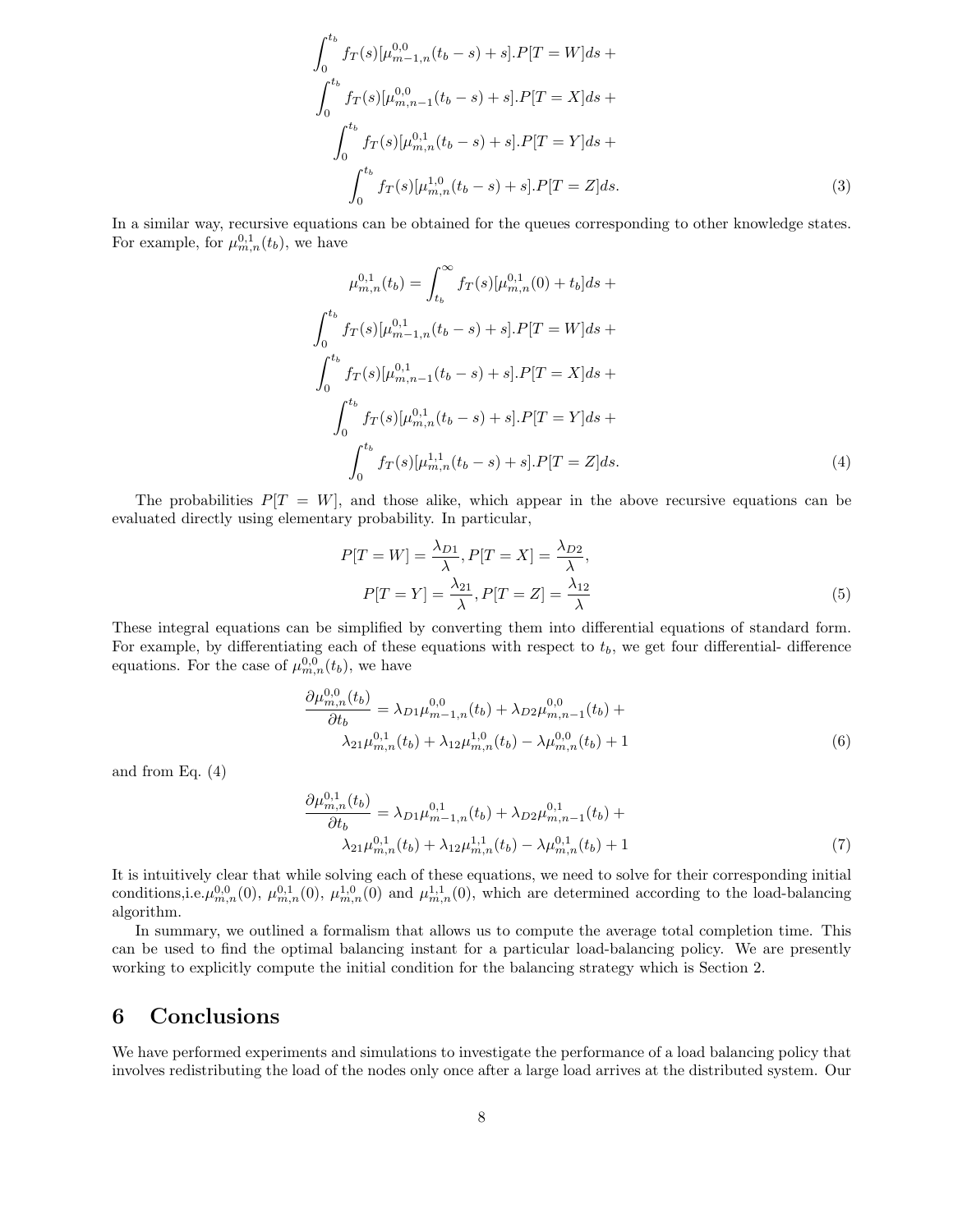$$
\int_0^{t_b} f_T(s)[\mu^{0,0}_{m-1,n}(t_b - s) + s].P[T = W]ds +
$$
$$
\int_0^{t_b} f_T(s)[\mu^{0,0}_{m,n-1}(t_b - s) + s].P[T = X]ds +
$$
$$
\int_0^{t_b} f_T(s)[\mu^{0,1}_{m,n}(t_b - s) + s].P[T = Y]ds +
$$
$$
\int_0^{t_b} f_T(s)[\mu^{1,0}_{m,n}(t_b - s) + s].P[T = Z]ds. \tag{3}
$$

In a similar way, recursive equations can be obtained for the queues corresponding to other knowledge states. For example, for $\mu^{0,1}_{m,n}(t_b)$, we have

$$
\mu^{0,1}_{m,n}(t_b) = \int_{t_b}^{\infty} f_T(s)[\mu^{0,1}_{m,n}(0) + t_b]ds +
$$
$$
\int_0^{t_b} f_T(s)[\mu^{0,1}_{m-1,n}(t_b - s) + s].P[T = W]ds +
$$
$$
\int_0^{t_b} f_T(s)[\mu^{0,1}_{m,n-1}(t_b - s) + s].P[T = X]ds +
$$
$$
\int_0^{t_b} f_T(s)[\mu^{0,1}_{m,n}(t_b - s) + s].P[T = Y]ds +
$$
$$
\int_0^{t_b} f_T(s)[\mu^{1,1}_{m,n}(t_b - s) + s].P[T = Z]ds. \tag{4}
$$

The probabilities $P[T = W]$, and those alike, which appear in the above recursive equations can be evaluated directly using elementary probability. In particular,

$$
P[T = W] = \frac{\lambda_{D1}}{\lambda}, P[T = X] = \frac{\lambda_{D2}}{\lambda},
$$
$$
P[T = Y] = \frac{\lambda_{21}}{\lambda}, P[T = Z] = \frac{\lambda_{12}}{\lambda} \tag{5}
$$

These integral equations can be simplified by converting them into differential equations of standard form. For example, by differentiating each of these equations with respect to $t_b$, we get four differential- difference equations. For the case of $\mu^{0,0}_{m,n}(t_b)$, we have

$$
\frac{\partial \mu^{0,0}_{m,n}(t_b)}{\partial t_b} = \lambda_{D1}\mu^{0,0}_{m-1,n}(t_b) + \lambda_{D2}\mu^{0,0}_{m,n-1}(t_b) +
$$
$$
\lambda_{21}\mu^{0,1}_{m,n}(t_b) + \lambda_{12}\mu^{1,0}_{m,n}(t_b) - \lambda\mu^{0,0}_{m,n}(t_b) + 1 \tag{6}
$$

and from Eq. (4)

$$
\frac{\partial \mu^{0,1}_{m,n}(t_b)}{\partial t_b} = \lambda_{D1}\mu^{0,1}_{m-1,n}(t_b) + \lambda_{D2}\mu^{0,1}_{m,n-1}(t_b) +
$$
$$
\lambda_{21}\mu^{0,1}_{m,n}(t_b) + \lambda_{12}\mu^{1,1}_{m,n}(t_b) - \lambda\mu^{0,1}_{m,n}(t_b) + 1 \tag{7}
$$

It is intuitively clear that while solving each of these equations, we need to solve for their corresponding initial conditions,i.e.$\mu^{0,0}_{m,n}(0)$, $\mu^{0,1}_{m,n}(0)$, $\mu^{1,0}_{m,n}(0)$ and $\mu^{1,1}_{m,n}(0)$, which are determined according to the load-balancing algorithm.

In summary, we outlined a formalism that allows us to compute the average total completion time. This can be used to find the optimal balancing instant for a particular load-balancing policy. We are presently working to explicitly compute the initial condition for the balancing strategy which is Section 2.

# 6 Conclusions

We have performed experiments and simulations to investigate the performance of a load balancing policy that involves redistributing the load of the nodes only once after a large load arrives at the distributed system. Our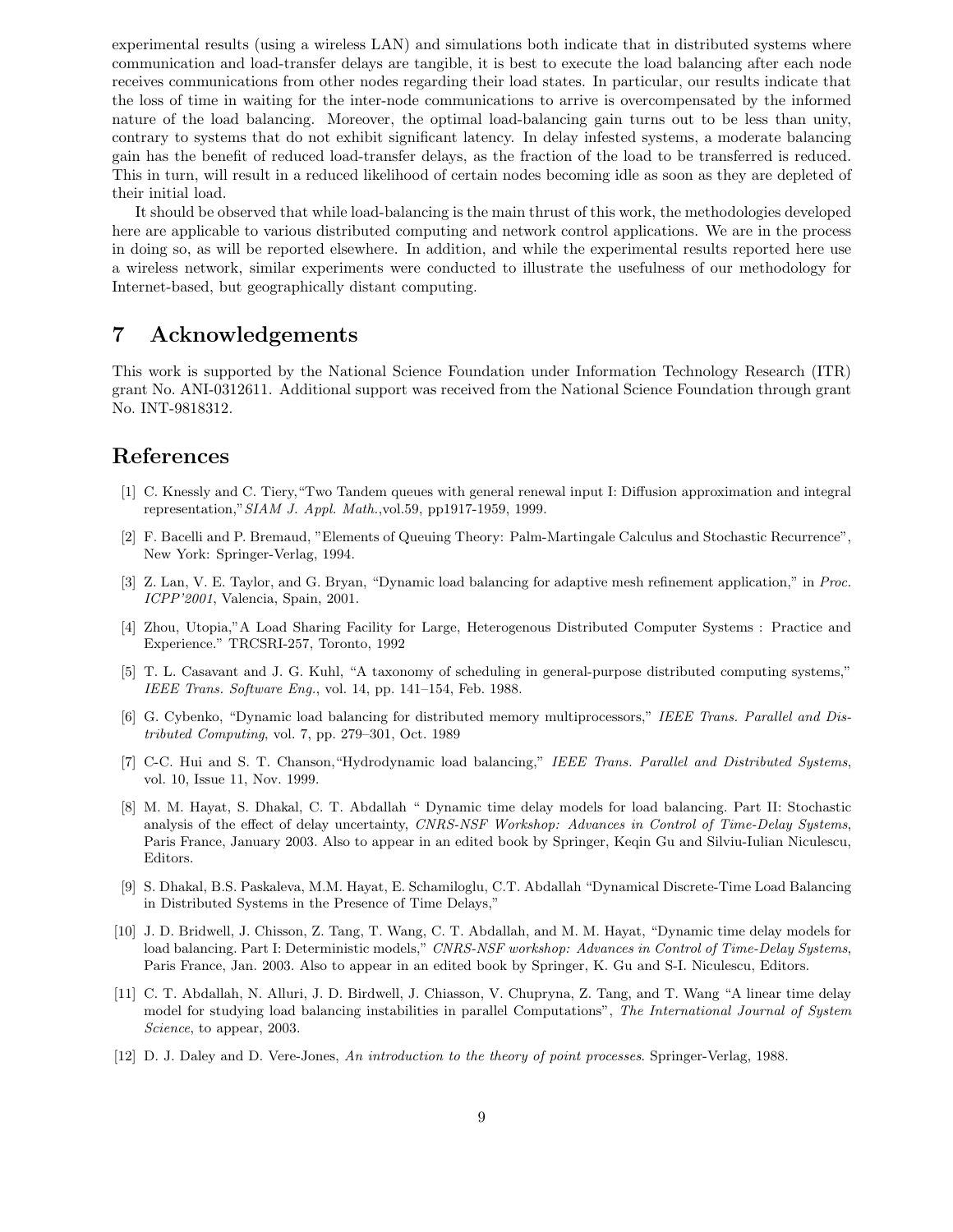experimental results (using a wireless LAN) and simulations both indicate that in distributed systems where communication and load-transfer delays are tangible, it is best to execute the load balancing after each node receives communications from other nodes regarding their load states. In particular, our results indicate that the loss of time in waiting for the inter-node communications to arrive is overcompensated by the informed nature of the load balancing. Moreover, the optimal load-balancing gain turns out to be less than unity, contrary to systems that do not exhibit significant latency. In delay infested systems, a moderate balancing gain has the benefit of reduced load-transfer delays, as the fraction of the load to be transferred is reduced. This in turn, will result in a reduced likelihood of certain nodes becoming idle as soon as they are depleted of their initial load.

It should be observed that while load-balancing is the main thrust of this work, the methodologies developed here are applicable to various distributed computing and network control applications. We are in the process in doing so, as will be reported elsewhere. In addition, and while the experimental results reported here use a wireless network, similar experiments were conducted to illustrate the usefulness of our methodology for Internet-based, but geographically distant computing.

# 7 Acknowledgements

This work is supported by the National Science Foundation under Information Technology Research (ITR) grant No. ANI-0312611. Additional support was received from the National Science Foundation through grant No. INT-9818312.

# References

[1] C. Knessly and C. Tiery,"Two Tandem queues with general renewal input I: Diffusion approximation and integral representation,"*SIAM J. Appl. Math.*,vol.59, pp1917-1959, 1999.

[2] F. Bacelli and P. Bremaud, "Elements of Queuing Theory: Palm-Martingale Calculus and Stochastic Recurrence", New York: Springer-Verlag, 1994.

[3] Z. Lan, V. E. Taylor, and G. Bryan, "Dynamic load balancing for adaptive mesh refinement application," in *Proc. ICPP'2001*, Valencia, Spain, 2001.

[4] Zhou, Utopia,"A Load Sharing Facility for Large, Heterogenous Distributed Computer Systems : Practice and Experience." TRCSRI-257, Toronto, 1992

[5] T. L. Casavant and J. G. Kuhl, "A taxonomy of scheduling in general-purpose distributed computing systems," *IEEE Trans. Software Eng.*, vol. 14, pp. 141–154, Feb. 1988.

[6] G. Cybenko, "Dynamic load balancing for distributed memory multiprocessors," *IEEE Trans. Parallel and Distributed Computing*, vol. 7, pp. 279–301, Oct. 1989

[7] C-C. Hui and S. T. Chanson,"Hydrodynamic load balancing," *IEEE Trans. Parallel and Distributed Systems*, vol. 10, Issue 11, Nov. 1999.

[8] M. M. Hayat, S. Dhakal, C. T. Abdallah " Dynamic time delay models for load balancing. Part II: Stochastic analysis of the effect of delay uncertainty, *CNRS-NSF Workshop: Advances in Control of Time-Delay Systems*, Paris France, January 2003. Also to appear in an edited book by Springer, Keqin Gu and Silviu-Iulian Niculescu, Editors.

[9] S. Dhakal, B.S. Paskaleva, M.M. Hayat, E. Schamiloglu, C.T. Abdallah "Dynamical Discrete-Time Load Balancing in Distributed Systems in the Presence of Time Delays,"

[10] J. D. Bridwell, J. Chisson, Z. Tang, T. Wang, C. T. Abdallah, and M. M. Hayat, "Dynamic time delay models for load balancing. Part I: Deterministic models," *CNRS-NSF workshop: Advances in Control of Time-Delay Systems*, Paris France, Jan. 2003. Also to appear in an edited book by Springer, K. Gu and S-I. Niculescu, Editors.

[11] C. T. Abdallah, N. Alluri, J. D. Birdwell, J. Chiasson, V. Chupryna, Z. Tang, and T. Wang "A linear time delay model for studying load balancing instabilities in parallel Computations", *The International Journal of System Science*, to appear, 2003.

[12] D. J. Daley and D. Vere-Jones, *An introduction to the theory of point processes*. Springer-Verlag, 1988.